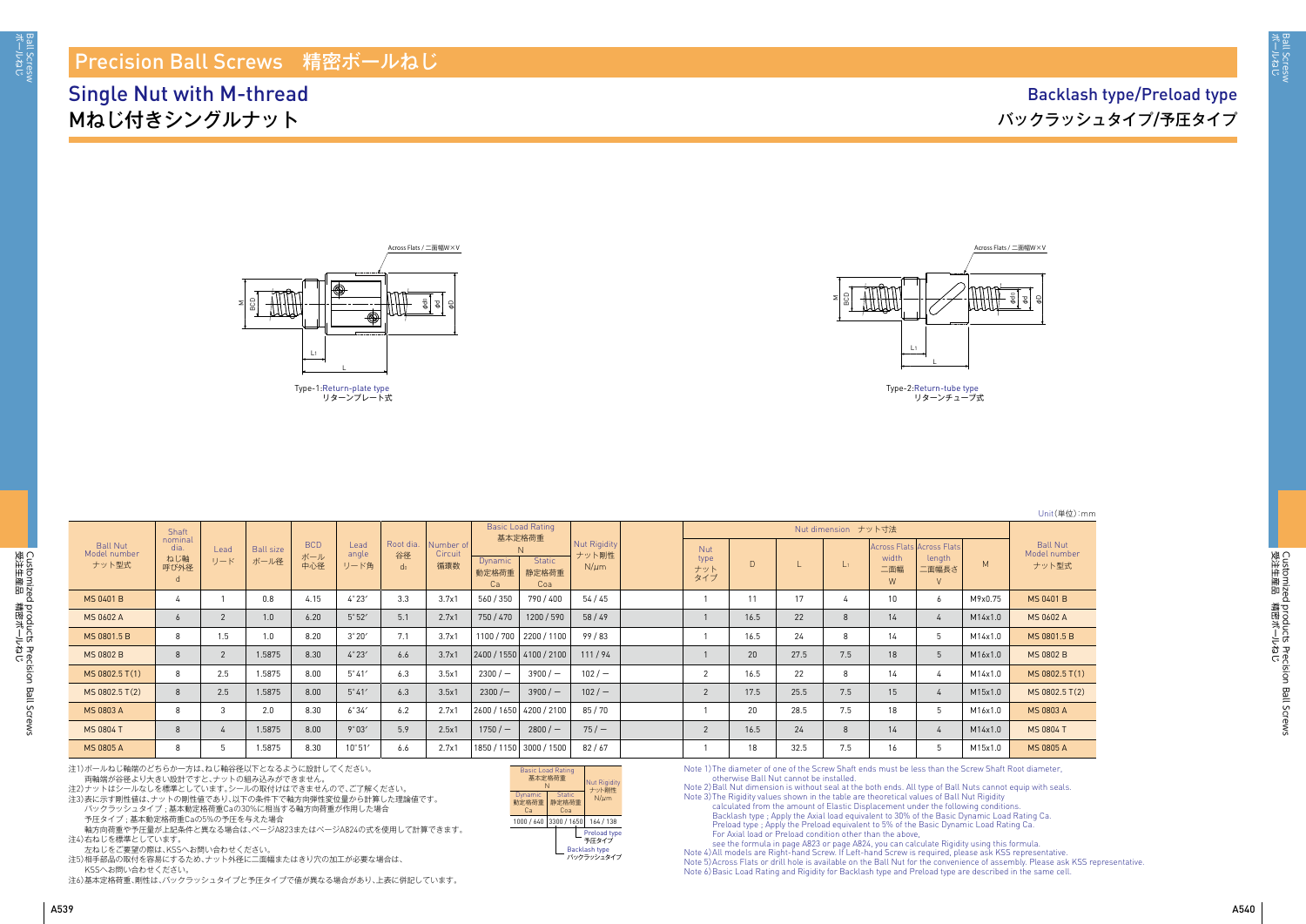# Precision Ball Screws　精密ボールねじ

## Single Nut with M-thread
## Mねじ付きシングルナット

## Backlash type/Preload type
## バックラッシュタイプ/予圧タイプ

Across Flats / 二面幅W×V

Type-1:Return-plate type
リターンプレート式

Across Flats / 二面幅W×V

Type-2:Return-tube type
リターンチューブ式

Unit(単位):mm

| Ball Nut Model number ナット型式 | Shaft nominal dia. ねじ軸呼び外径 d | Lead リード | Ball size ボール径 | BCD ボール中心径 | Lead angle リード角 | Root dia. 谷径 $d_r$ | Number of Circuit 循環数 | Basic Load Rating 基本定格荷重 N | | Nut Rigidity ナット剛性 N/μm | Nut dimension ナット寸法 | | | | | | | Ball Nut Model number ナット型式 |
|---|---|---|---|---|---|---|---|---|---|---|---|---|---|---|---|---|---|---|
| | | | | | | | | Dynamic 動定格荷重 Ca | Static 静定格荷重 Coa | | Nut type ナットタイプ | D | L | $L_1$ | Across Flats width 二面幅 W | Across Flats length 二面幅長さ V | M | |
| MS 0401 B | 4 | 1 | 0.8 | 4.15 | 4°23′ | 3.3 | 3.7x1 | 560 / 350 | 790 / 400 | 54 / 45 | 1 | 11 | 17 | 4 | 10 | 6 | M9x0.75 | MS 0401 B |
| MS 0602 A | 6 | 2 | 1.0 | 6.20 | 5°52′ | 5.1 | 2.7x1 | 750 / 470 | 1200 / 590 | 58 / 49 | 1 | 16.5 | 22 | 8 | 14 | 4 | M14x1.0 | MS 0602 A |
| MS 0801.5 B | 8 | 1.5 | 1.0 | 8.20 | 3°20′ | 7.1 | 3.7x1 | 1100 / 700 | 2200 / 1100 | 99 / 83 | 1 | 16.5 | 24 | 8 | 14 | 5 | M14x1.0 | MS 0801.5 B |
| MS 0802 B | 8 | 2 | 1.5875 | 8.30 | 4°23′ | 6.6 | 3.7x1 | 2400 / 1550 | 4100 / 2100 | 111 / 94 | 1 | 20 | 27.5 | 7.5 | 18 | 5 | M16x1.0 | MS 0802 B |
| MS 0802.5 T(1) | 8 | 2.5 | 1.5875 | 8.00 | 5°41′ | 6.3 | 3.5x1 | 2300 / − | 3900 / − | 102 / − | 2 | 16.5 | 22 | 8 | 14 | 4 | M14x1.0 | MS 0802.5 T(1) |
| MS 0802.5 T(2) | 8 | 2.5 | 1.5875 | 8.00 | 5°41′ | 6.3 | 3.5x1 | 2300 /− | 3900 / − | 102 / − | 2 | 17.5 | 25.5 | 7.5 | 15 | 4 | M15x1.0 | MS 0802.5 T(2) |
| MS 0803 A | 8 | 3 | 2.0 | 8.30 | 6°34′ | 6.2 | 2.7x1 | 2600 / 1650 | 4200 / 2100 | 85 / 70 | 1 | 20 | 28.5 | 7.5 | 18 | 5 | M16x1.0 | MS 0803 A |
| MS 0804 T | 8 | 4 | 1.5875 | 8.00 | 9°03′ | 5.9 | 2.5x1 | 1750 / − | 2800 / − | 75 / − | 2 | 16.5 | 24 | 8 | 14 | 4 | M14x1.0 | MS 0804 T |
| MS 0805 A | 8 | 5 | 1.5875 | 8.30 | 10°51′ | 6.6 | 2.7x1 | 1850 / 1150 | 3000 / 1500 | 82 / 67 | 1 | 18 | 32.5 | 7.5 | 16 | 5 | M15x1.0 | MS 0805 A |

注1)ボールねじ軸端のどちらか一方は、ねじ軸谷径以下となるように設計してください。
　両軸端が谷径より大きい設計ですと、ナットの組み込みができません。
注2)ナットはシールなしを標準としています。シールの取付けはできませんので、ご了解ください。
注3)表に示す剛性値は、ナットの剛性値であり、以下の条件下で軸方向弾性変位量から計算した理論値です。
　バックラッシュタイプ ; 基本動定格荷重Caの30%に相当する軸方向荷重が作用した場合
　予圧タイプ ; 基本動定格荷重Caの5%の予圧を与えた場合
　軸方向荷重や予圧量が上記条件と異なる場合は、ページA823またはページA824の式を使用して計算できます。
注4)右ねじを標準としています。
　左ねじをご要望の際は、KSSへお問い合わせください。
注5)相手部品の取付を容易にするため、ナット外径に二面幅またはきり穴の加工が必要な場合は、
　KSSへお問い合わせください。
注6)基本定格荷重、剛性は、バックラッシュタイプと予圧タイプで値が異なる場合があり、上表に併記しています。

| Basic Load Rating 基本定格荷重 N | | Nut Rigidity ナット剛性 N/μm |
|---|---|---|
| Dynamic 動定格荷重 Ca | Static 静定格荷重 Coa | |
| 1000 / 640 | 3300 / 1650 | 164 / 138 |

Preload type 予圧タイプ
Backlash type バックラッシュタイプ

Note 1) The diameter of one of the Screw Shaft ends must be less than the Screw Shaft Root diameter, otherwise Ball Nut cannot be installed.
Note 2) Ball Nut dimension is without seal at the both ends. All type of Ball Nuts cannot equip with seals.
Note 3) The Rigidity values shown in the table are theoretical values of Ball Nut Rigidity calculated from the amount of Elastic Displacement under the following conditions.
Backlash type ; Apply the Axial load equivalent to 30% of the Basic Dynamic Load Rating Ca.
Preload type ; Apply the Preload equivalent to 5% of the Basic Dynamic Load Rating Ca.
For Axial load or Preload condition other than the above, see the formula in page A823 or page A824, you can calculate Rigidity using this formula.
Note 4) All models are Right-hand Screw. If Left-hand Screw is required, please ask KSS representative.
Note 5) Across Flats or drill hole is available on the Ball Nut for the convenience of assembly. Please ask KSS representative.
Note 6) Basic Load Rating and Rigidity for Backlash type and Preload type are described in the same cell.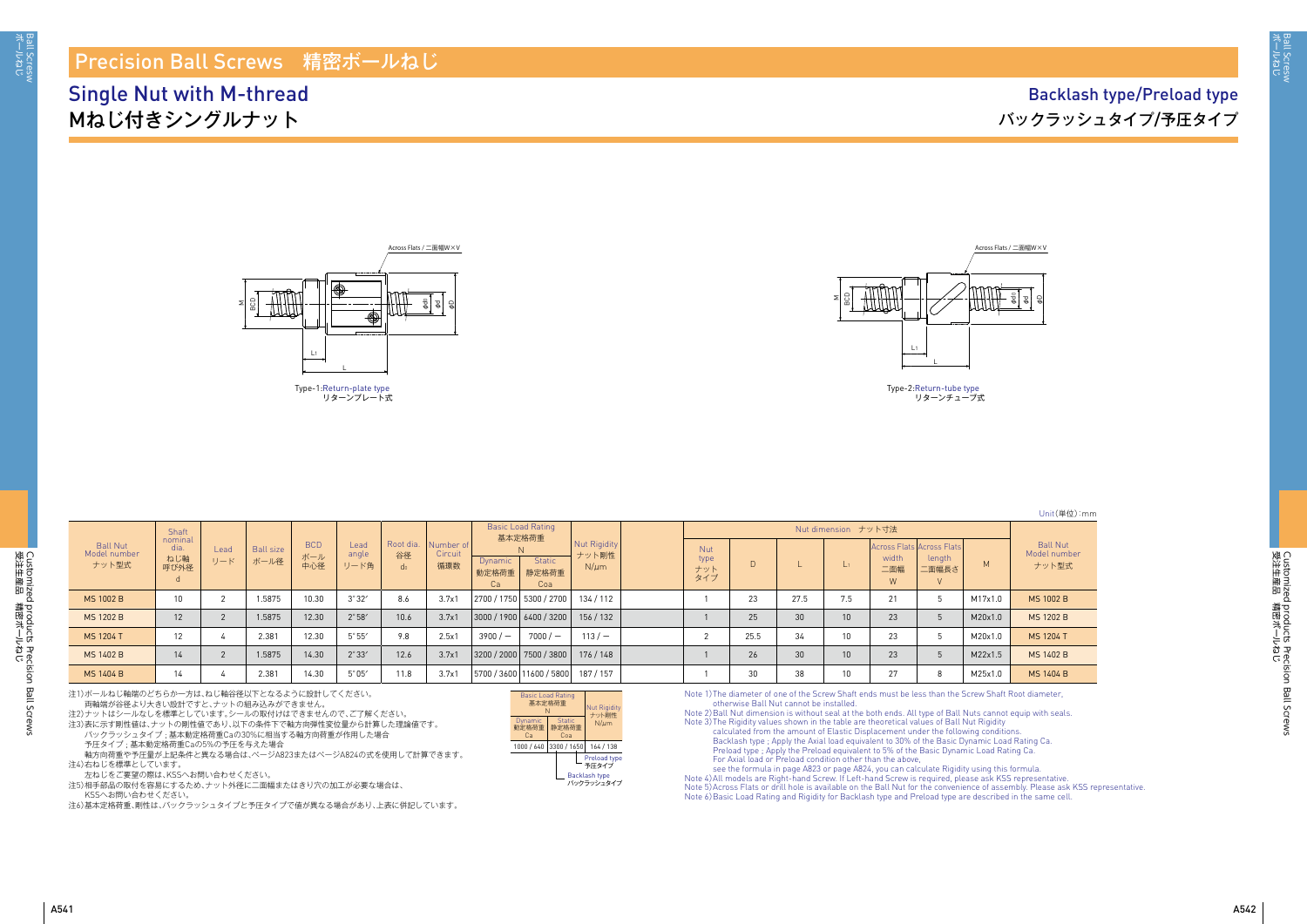# Precision Ball Screws 精密ボールねじ

## Single Nut with M-thread Mねじ付きシングルナット

## Backlash type/Preload type バックラッシュタイプ/予圧タイプ

Across Flats / 二面幅W×V

M BCD φdr φd φD

L₁ L

Type-1:Return-plate type リターンプレート式

Across Flats / 二面幅W×V

M BCD φdr φd φD

L₁ L

Type-2:Return-tube type リターンチューブ式

Unit(単位):mm

| Ball Nut Model number ナット型式 | Shaft nominal dia. ねじ軸呼び外径 d | Lead リード | Ball size ボール径 | BCD ボール中心径 | Lead angle リード角 | Root dia. 谷径 $d_r$ | Number of Circuit 循環数 | Basic Load Rating 基本定格荷重 N | | Nut Rigidity ナット剛性 N/μm | | Nut dimension ナット寸法 | | | | | | | Ball Nut Model number ナット型式 |
|---|---|---|---|---|---|---|---|---|---|---|---|---|---|---|---|---|---|---|---|
| | | | | | | | | Dynamic 動定格荷重 Ca | Static 静定格荷重 Coa | | | Nut type ナットタイプ | D | L | $L_1$ | Across Flats width 二面幅 W | Across Flats length 二面幅長さ V | M | |
| MS 1002 B | 10 | 2 | 1.5875 | 10.30 | 3°32′ | 8.6 | 3.7x1 | 2700 / 1750 | 5300 / 2700 | 134 / 112 | | 1 | 23 | 27.5 | 7.5 | 21 | 5 | M17x1.0 | MS 1002 B |
| MS 1202 B | 12 | 2 | 1.5875 | 12.30 | 2°58′ | 10.6 | 3.7x1 | 3000 / 1900 | 6400 / 3200 | 156 / 132 | | 1 | 25 | 30 | 10 | 23 | 5 | M20x1.0 | MS 1202 B |
| MS 1204 T | 12 | 4 | 2.381 | 12.30 | 5°55′ | 9.8 | 2.5x1 | 3900 / − | 7000 / − | 113 / − | | 2 | 25.5 | 34 | 10 | 23 | 5 | M20x1.0 | MS 1204 T |
| MS 1402 B | 14 | 2 | 1.5875 | 14.30 | 2°33′ | 12.6 | 3.7x1 | 3200 / 2000 | 7500 / 3800 | 176 / 148 | | 1 | 26 | 30 | 10 | 23 | 5 | M22x1.5 | MS 1402 B |
| MS 1404 B | 14 | 4 | 2.381 | 14.30 | 5°05′ | 11.8 | 3.7x1 | 5700 / 3600 | 11600 / 5800 | 187 / 157 | | 1 | 30 | 38 | 10 | 27 | 8 | M25x1.0 | MS 1404 B |

注1)ボールねじ軸端のどちらか一方は、ねじ軸谷径以下となるように設計してください。
　両軸端が谷径より大きい設計ですと、ナットの組み込みができません。
注2)ナットはシールなしを標準としています。シールの取付けはできませんので、ご了解ください。
注3)表に示す剛性値は、ナットの剛性値であり、以下の条件下で軸方向弾性変位量から計算した理論値です。
　バックラッシュタイプ;基本動定格荷重Caの30%に相当する軸方向荷重が作用した場合
　予圧タイプ;基本動定格荷重Caの5%の予圧を与えた場合
　軸方向荷重や予圧量が上記条件と異なる場合は、ページA823またはページA824の式を使用して計算できます。
注4)右ねじを標準としています。
　左ねじをご要望の際は、KSSへお問い合わせください。
注5)相手部品の取付を容易にするため、ナット外径に二面幅またはきり穴の加工が必要な場合は、
　KSSへお問い合わせください。
注6)基本定格荷重、剛性は、バックラッシュタイプと予圧タイプで値が異なる場合があり、上表に併記しています。

| Basic Load Rating 基本定格荷重 N | | Nut Rigidity ナット剛性 N/μm |
|---|---|---|
| Dynamic 動定格荷重 Ca | Static 静定格荷重 Coa | |
| 1000 / 640 | 3300 / 1650 | 164 / 138 |

Preload type 予圧タイプ
Backlash type バックラッシュタイプ

Note 1) The diameter of one of the Screw Shaft ends must be less than the Screw Shaft Root diameter, otherwise Ball Nut cannot be installed.
Note 2) Ball Nut dimension is without seal at the both ends. All type of Ball Nuts cannot equip with seals.
Note 3) The Rigidity values shown in the table are theoretical values of Ball Nut Rigidity calculated from the amount of Elastic Displacement under the following conditions.
Backlash type ; Apply the Axial load equivalent to 30% of the Basic Dynamic Load Rating Ca.
Preload type ; Apply the Preload equivalent to 5% of the Basic Dynamic Load Rating Ca.
For Axial load or Preload condition other than the above, see the formula in page A823 or page A824, you can calculate Rigidity using this formula.
Note 4) All models are Right-hand Screw. If Left-hand Screw is required, please ask KSS representative.
Note 5) Across Flats or drill hole is available on the Ball Nut for the convenience of assembly. Please ask KSS representative.
Note 6) Basic Load Rating and Rigidity for Backlash type and Preload type are described in the same cell.